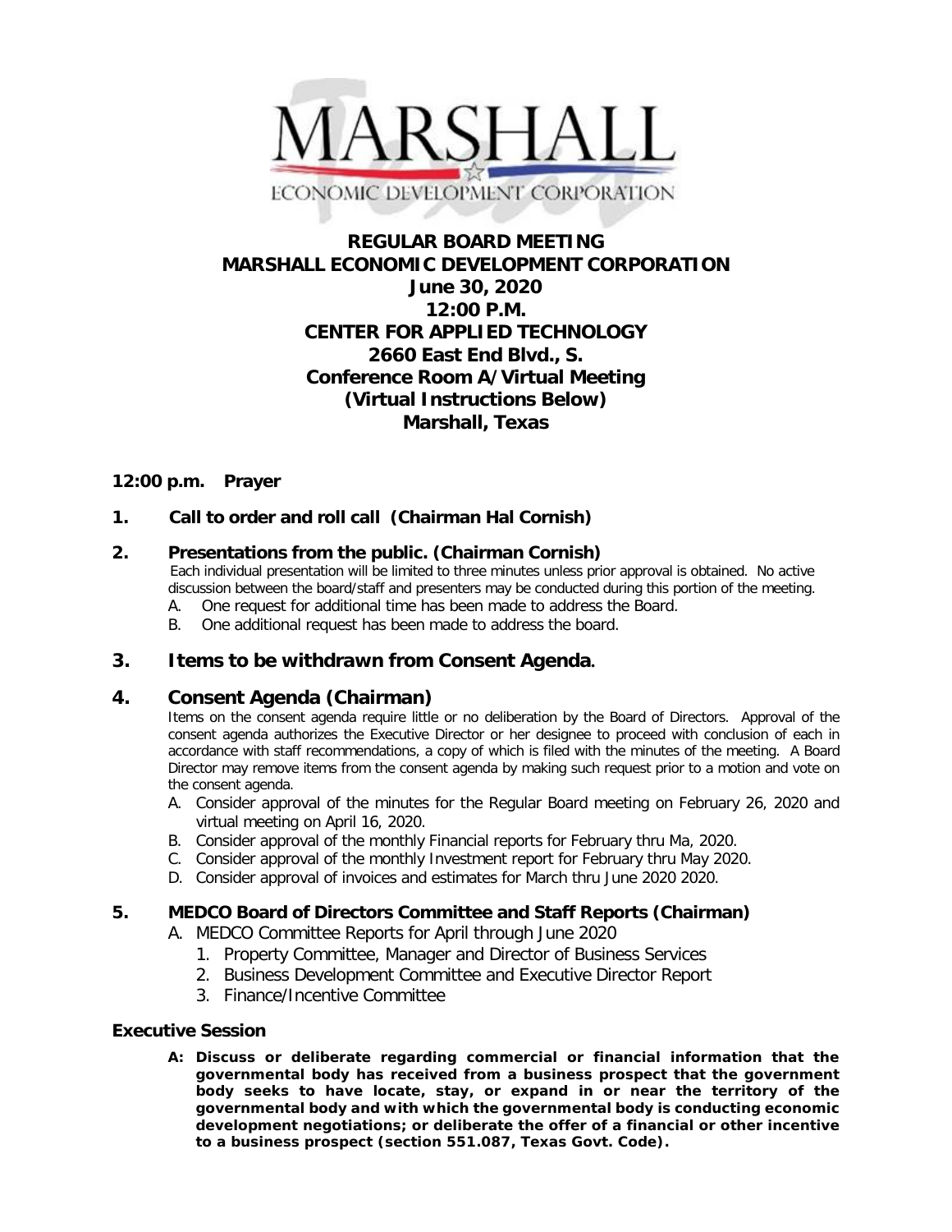# REGULAR BOARD MEETING
# MARSHALL ECONOMIC DEVELOPMENT CORPORATION

**June 30, 2020**
**12:00 P.M.**
**CENTER FOR APPLIED TECHNOLOGY**
**2660 East End Blvd., S.**
**Conference Room A/Virtual Meeting**
**(Virtual Instructions Below)**
**Marshall, Texas**

**12:00 p.m. Prayer**

**1. Call to order and roll call (Chairman Hal Cornish)**

**2. Presentations from the public. (Chairman Cornish)**

Each individual presentation will be limited to three minutes unless prior approval is obtained. No active discussion between the board/staff and presenters may be conducted during this portion of the meeting.

A. One request for additional time has been made to address the Board.
B. One additional request has been made to address the board.

## 3. Items to be withdrawn from Consent Agenda.

## 4. Consent Agenda (Chairman)

Items on the consent agenda require little or no deliberation by the Board of Directors. Approval of the consent agenda authorizes the Executive Director or her designee to proceed with conclusion of each in accordance with staff recommendations, a copy of which is filed with the minutes of the meeting. A Board Director may remove items from the consent agenda by making such request prior to a motion and vote on the consent agenda.

A. Consider approval of the minutes for the Regular Board meeting on February 26, 2020 and virtual meeting on April 16, 2020.
B. Consider approval of the monthly Financial reports for February thru Ma, 2020.
C. Consider approval of the monthly Investment report for February thru May 2020.
D. Consider approval of invoices and estimates for March thru June 2020 2020.

**5. MEDCO Board of Directors Committee and Staff Reports (Chairman)**

A. MEDCO Committee Reports for April through June 2020
   1. Property Committee, Manager and Director of Business Services
   2. Business Development Committee and Executive Director Report
   3. Finance/Incentive Committee

**Executive Session**

**A: Discuss or deliberate regarding commercial or financial information that the governmental body has received from a business prospect that the government body seeks to have locate, stay, or expand in or near the territory of the governmental body and with which the governmental body is conducting economic development negotiations; or deliberate the offer of a financial or other incentive to a business prospect (section 551.087, Texas Govt. Code).**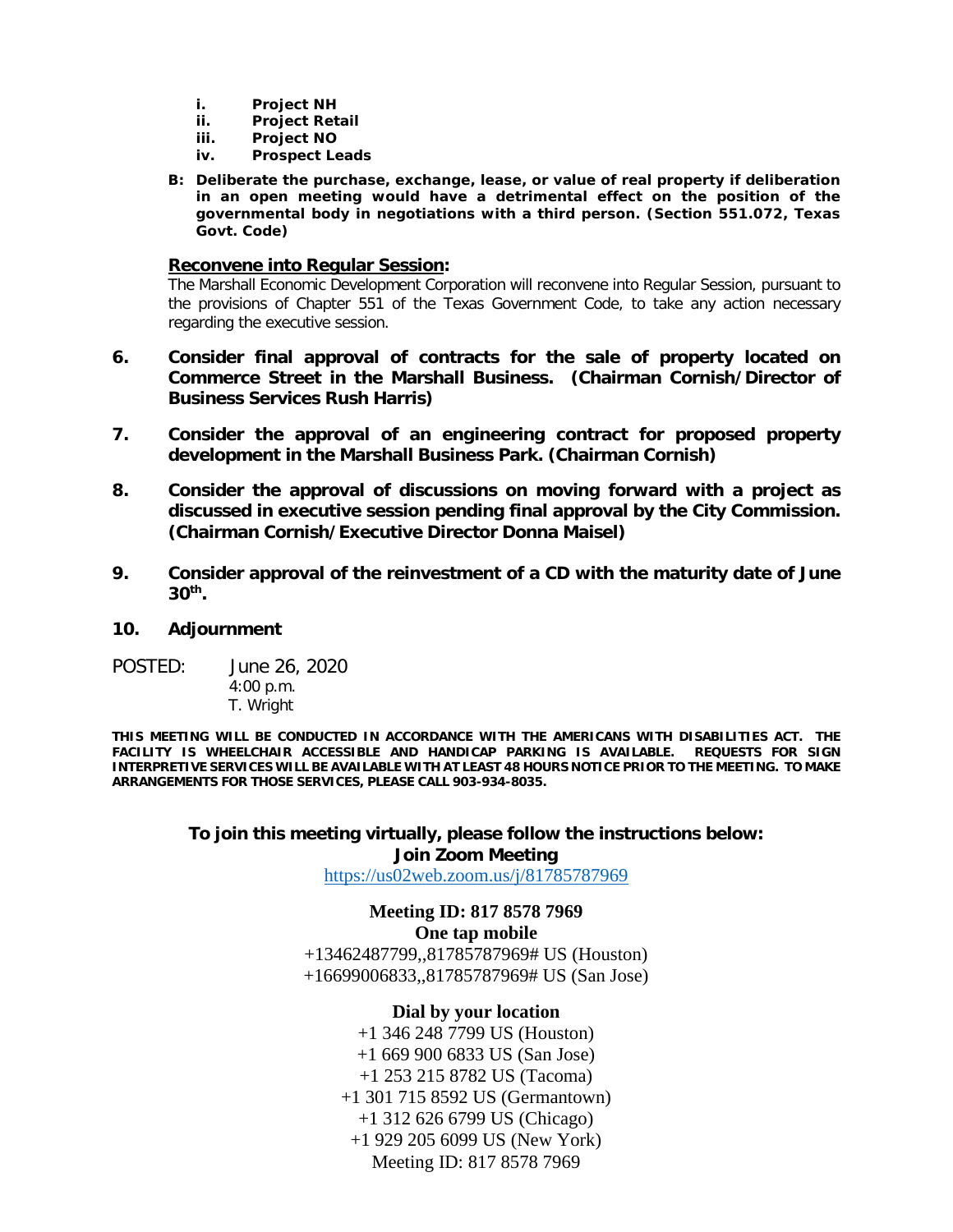- **i. Project NH**
- **ii. Project Retail**
- **iii. Project NO**
- **iv. Prospect Leads**

**B: Deliberate the purchase, exchange, lease, or value of real property if deliberation in an open meeting would have a detrimental effect on the position of the governmental body in negotiations with a third person. (Section 551.072, Texas Govt. Code)**

**Reconvene into Regular Session:**

The Marshall Economic Development Corporation will reconvene into Regular Session, pursuant to the provisions of Chapter 551 of the Texas Government Code, to take any action necessary regarding the executive session.

**6. Consider final approval of contracts for the sale of property located on Commerce Street in the Marshall Business. (Chairman Cornish/Director of Business Services Rush Harris)**

**7. Consider the approval of an engineering contract for proposed property development in the Marshall Business Park. (Chairman Cornish)**

**8. Consider the approval of discussions on moving forward with a project as discussed in executive session pending final approval by the City Commission. (Chairman Cornish/Executive Director Donna Maisel)**

**9. Consider approval of the reinvestment of a CD with the maturity date of June 30th.**

**10. Adjournment**

POSTED: June 26, 2020
4:00 p.m.
T. Wright

**THIS MEETING WILL BE CONDUCTED IN ACCORDANCE WITH THE AMERICANS WITH DISABILITIES ACT. THE FACILITY IS WHEELCHAIR ACCESSIBLE AND HANDICAP PARKING IS AVAILABLE. REQUESTS FOR SIGN INTERPRETIVE SERVICES WILL BE AVAILABLE WITH AT LEAST 48 HOURS NOTICE PRIOR TO THE MEETING. TO MAKE ARRANGEMENTS FOR THOSE SERVICES, PLEASE CALL 903-934-8035.**

**To join this meeting virtually, please follow the instructions below:**
**Join Zoom Meeting**
https://us02web.zoom.us/j/81785787969

**Meeting ID: 817 8578 7969**
**One tap mobile**
+13462487799,,81785787969# US (Houston)
+16699006833,,81785787969# US (San Jose)

**Dial by your location**
+1 346 248 7799 US (Houston)
+1 669 900 6833 US (San Jose)
+1 253 215 8782 US (Tacoma)
+1 301 715 8592 US (Germantown)
+1 312 626 6799 US (Chicago)
+1 929 205 6099 US (New York)
Meeting ID: 817 8578 7969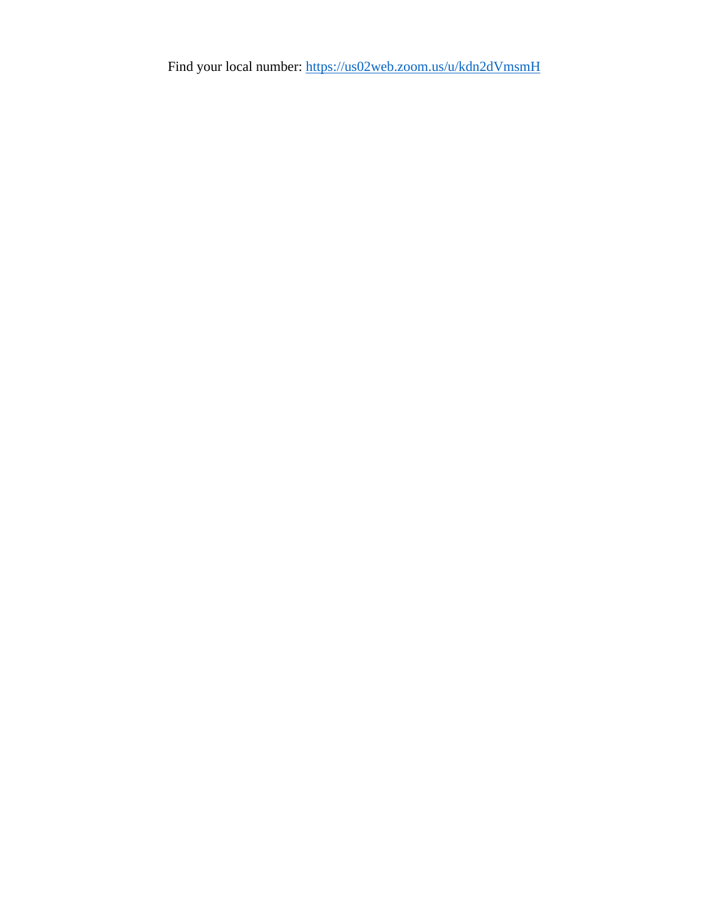Find your local number: https://us02web.zoom.us/u/kdn2dVmsmH